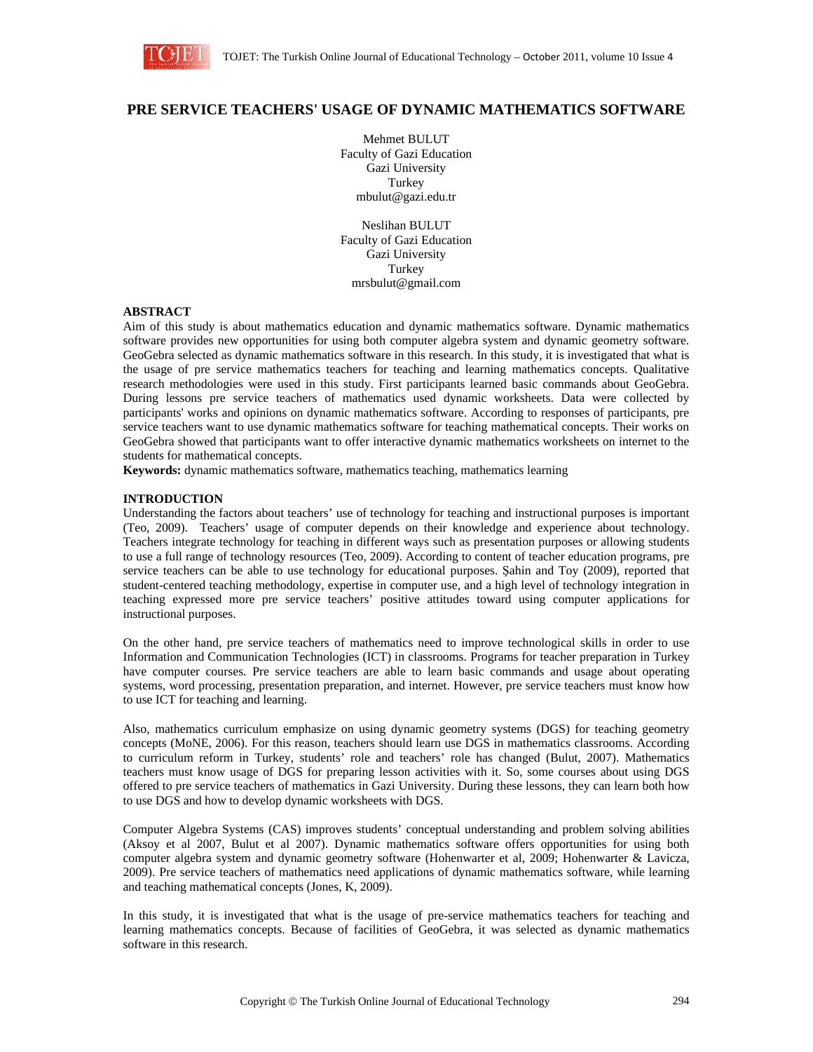# PRE SERVICE TEACHERS' USAGE OF DYNAMIC MATHEMATICS SOFTWARE

Mehmet BULUT
Faculty of Gazi Education
Gazi University
Turkey
mbulut@gazi.edu.tr

Neslihan BULUT
Faculty of Gazi Education
Gazi University
Turkey
mrsbulut@gmail.com

## ABSTRACT

Aim of this study is about mathematics education and dynamic mathematics software. Dynamic mathematics software provides new opportunities for using both computer algebra system and dynamic geometry software. GeoGebra selected as dynamic mathematics software in this research. In this study, it is investigated that what is the usage of pre service mathematics teachers for teaching and learning mathematics concepts. Qualitative research methodologies were used in this study. First participants learned basic commands about GeoGebra. During lessons pre service teachers of mathematics used dynamic worksheets. Data were collected by participants' works and opinions on dynamic mathematics software. According to responses of participants, pre service teachers want to use dynamic mathematics software for teaching mathematical concepts. Their works on GeoGebra showed that participants want to offer interactive dynamic mathematics worksheets on internet to the students for mathematical concepts.

**Keywords:** dynamic mathematics software, mathematics teaching, mathematics learning

## INTRODUCTION

Understanding the factors about teachers' use of technology for teaching and instructional purposes is important (Teo, 2009). Teachers' usage of computer depends on their knowledge and experience about technology. Teachers integrate technology for teaching in different ways such as presentation purposes or allowing students to use a full range of technology resources (Teo, 2009). According to content of teacher education programs, pre service teachers can be able to use technology for educational purposes. Şahin and Toy (2009), reported that student-centered teaching methodology, expertise in computer use, and a high level of technology integration in teaching expressed more pre service teachers' positive attitudes toward using computer applications for instructional purposes.

On the other hand, pre service teachers of mathematics need to improve technological skills in order to use Information and Communication Technologies (ICT) in classrooms. Programs for teacher preparation in Turkey have computer courses. Pre service teachers are able to learn basic commands and usage about operating systems, word processing, presentation preparation, and internet. However, pre service teachers must know how to use ICT for teaching and learning.

Also, mathematics curriculum emphasize on using dynamic geometry systems (DGS) for teaching geometry concepts (MoNE, 2006). For this reason, teachers should learn use DGS in mathematics classrooms. According to curriculum reform in Turkey, students' role and teachers' role has changed (Bulut, 2007). Mathematics teachers must know usage of DGS for preparing lesson activities with it. So, some courses about using DGS offered to pre service teachers of mathematics in Gazi University. During these lessons, they can learn both how to use DGS and how to develop dynamic worksheets with DGS.

Computer Algebra Systems (CAS) improves students' conceptual understanding and problem solving abilities (Aksoy et al 2007, Bulut et al 2007). Dynamic mathematics software offers opportunities for using both computer algebra system and dynamic geometry software (Hohenwarter et al, 2009; Hohenwarter & Lavicza, 2009). Pre service teachers of mathematics need applications of dynamic mathematics software, while learning and teaching mathematical concepts (Jones, K, 2009).

In this study, it is investigated that what is the usage of pre-service mathematics teachers for teaching and learning mathematics concepts. Because of facilities of GeoGebra, it was selected as dynamic mathematics software in this research.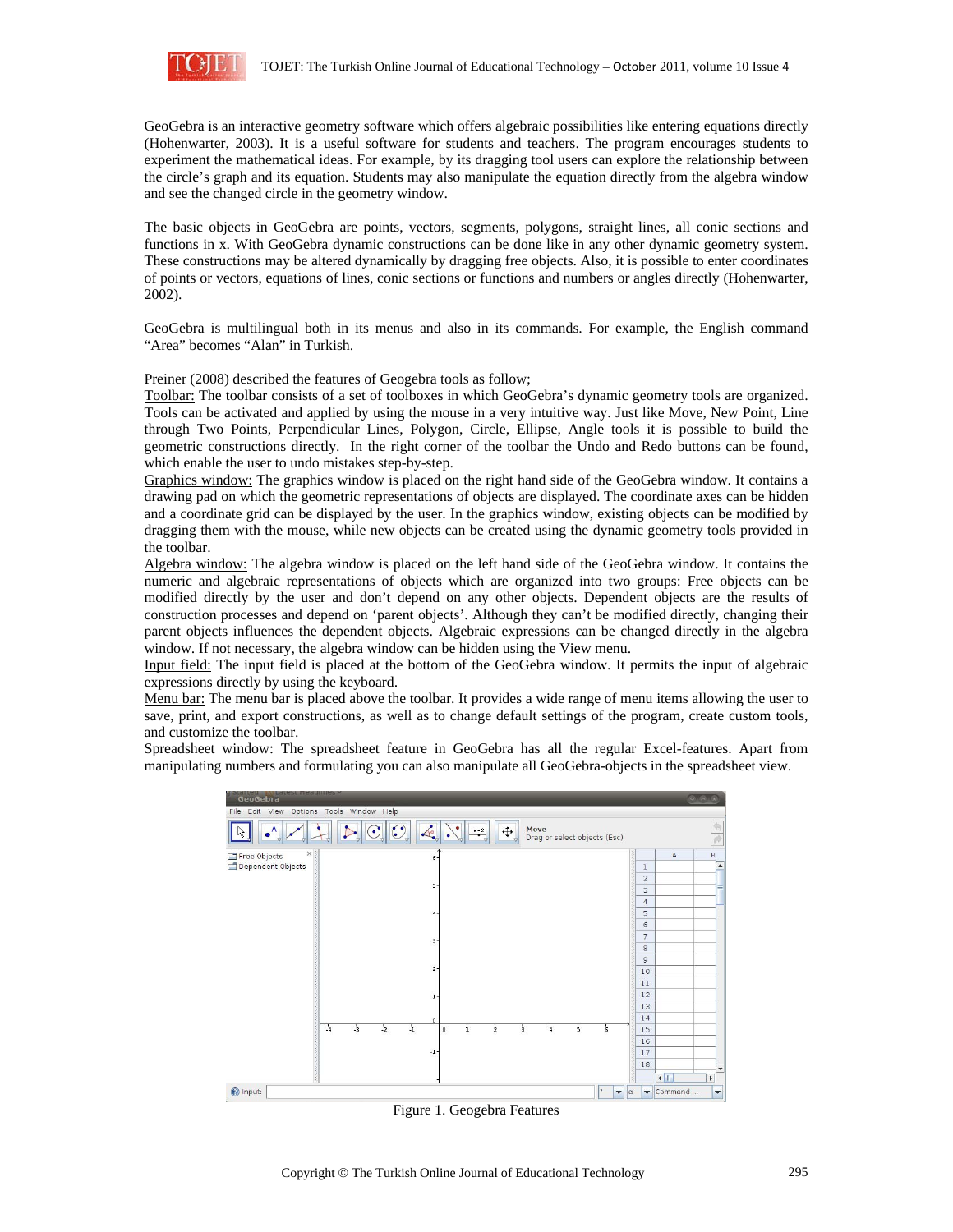GeoGebra is an interactive geometry software which offers algebraic possibilities like entering equations directly (Hohenwarter, 2003). It is a useful software for students and teachers. The program encourages students to experiment the mathematical ideas. For example, by its dragging tool users can explore the relationship between the circle's graph and its equation. Students may also manipulate the equation directly from the algebra window and see the changed circle in the geometry window.

The basic objects in GeoGebra are points, vectors, segments, polygons, straight lines, all conic sections and functions in x. With GeoGebra dynamic constructions can be done like in any other dynamic geometry system. These constructions may be altered dynamically by dragging free objects. Also, it is possible to enter coordinates of points or vectors, equations of lines, conic sections or functions and numbers or angles directly (Hohenwarter, 2002).

GeoGebra is multilingual both in its menus and also in its commands. For example, the English command "Area" becomes "Alan" in Turkish.

Preiner (2008) described the features of Geogebra tools as follow;
Toolbar: The toolbar consists of a set of toolboxes in which GeoGebra's dynamic geometry tools are organized. Tools can be activated and applied by using the mouse in a very intuitive way. Just like Move, New Point, Line through Two Points, Perpendicular Lines, Polygon, Circle, Ellipse, Angle tools it is possible to build the geometric constructions directly. In the right corner of the toolbar the Undo and Redo buttons can be found, which enable the user to undo mistakes step-by-step.
Graphics window: The graphics window is placed on the right hand side of the GeoGebra window. It contains a drawing pad on which the geometric representations of objects are displayed. The coordinate axes can be hidden and a coordinate grid can be displayed by the user. In the graphics window, existing objects can be modified by dragging them with the mouse, while new objects can be created using the dynamic geometry tools provided in the toolbar.
Algebra window: The algebra window is placed on the left hand side of the GeoGebra window. It contains the numeric and algebraic representations of objects which are organized into two groups: Free objects can be modified directly by the user and don't depend on any other objects. Dependent objects are the results of construction processes and depend on 'parent objects'. Although they can't be modified directly, changing their parent objects influences the dependent objects. Algebraic expressions can be changed directly in the algebra window. If not necessary, the algebra window can be hidden using the View menu.
Input field: The input field is placed at the bottom of the GeoGebra window. It permits the input of algebraic expressions directly by using the keyboard.
Menu bar: The menu bar is placed above the toolbar. It provides a wide range of menu items allowing the user to save, print, and export constructions, as well as to change default settings of the program, create custom tools, and customize the toolbar.
Spreadsheet window: The spreadsheet feature in GeoGebra has all the regular Excel-features. Apart from manipulating numbers and formulating you can also manipulate all GeoGebra-objects in the spreadsheet view.

Figure 1. Geogebra Features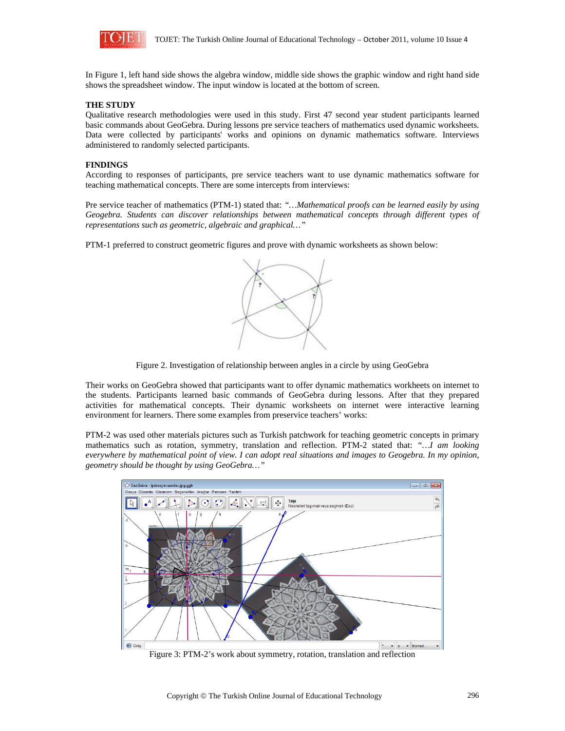In Figure 1, left hand side shows the algebra window, middle side shows the graphic window and right hand side shows the spreadsheet window. The input window is located at the bottom of screen.

**THE STUDY**

Qualitative research methodologies were used in this study. First 47 second year student participants learned basic commands about GeoGebra. During lessons pre service teachers of mathematics used dynamic worksheets. Data were collected by participants' works and opinions on dynamic mathematics software. Interviews administered to randomly selected participants.

**FINDINGS**

According to responses of participants, pre service teachers want to use dynamic mathematics software for teaching mathematical concepts. There are some intercepts from interviews:

Pre service teacher of mathematics (PTM-1) stated that: *"…Mathematical proofs can be learned easily by using Geogebra. Students can discover relationships between mathematical concepts through different types of representations such as geometric, algebraic and graphical…"*

PTM-1 preferred to construct geometric figures and prove with dynamic worksheets as shown below:

Figure 2. Investigation of relationship between angles in a circle by using GeoGebra

Their works on GeoGebra showed that participants want to offer dynamic mathematics workheets on internet to the students. Participants learned basic commands of GeoGebra during lessons. After that they prepared activities for mathematical concepts. Their dynamic worksheets on internet were interactive learning environment for learners. There some examples from preservice teachers' works:

PTM-2 was used other materials pictures such as Turkish patchwork for teaching geometric concepts in primary mathematics such as rotation, symmetry, translation and reflection. PTM-2 stated that: *"…I am looking everywhere by mathematical point of view. I can adopt real situations and images to Geogebra. In my opinion, geometry should be thought by using GeoGebra…"*

Figure 3: PTM-2's work about symmetry, rotation, translation and reflection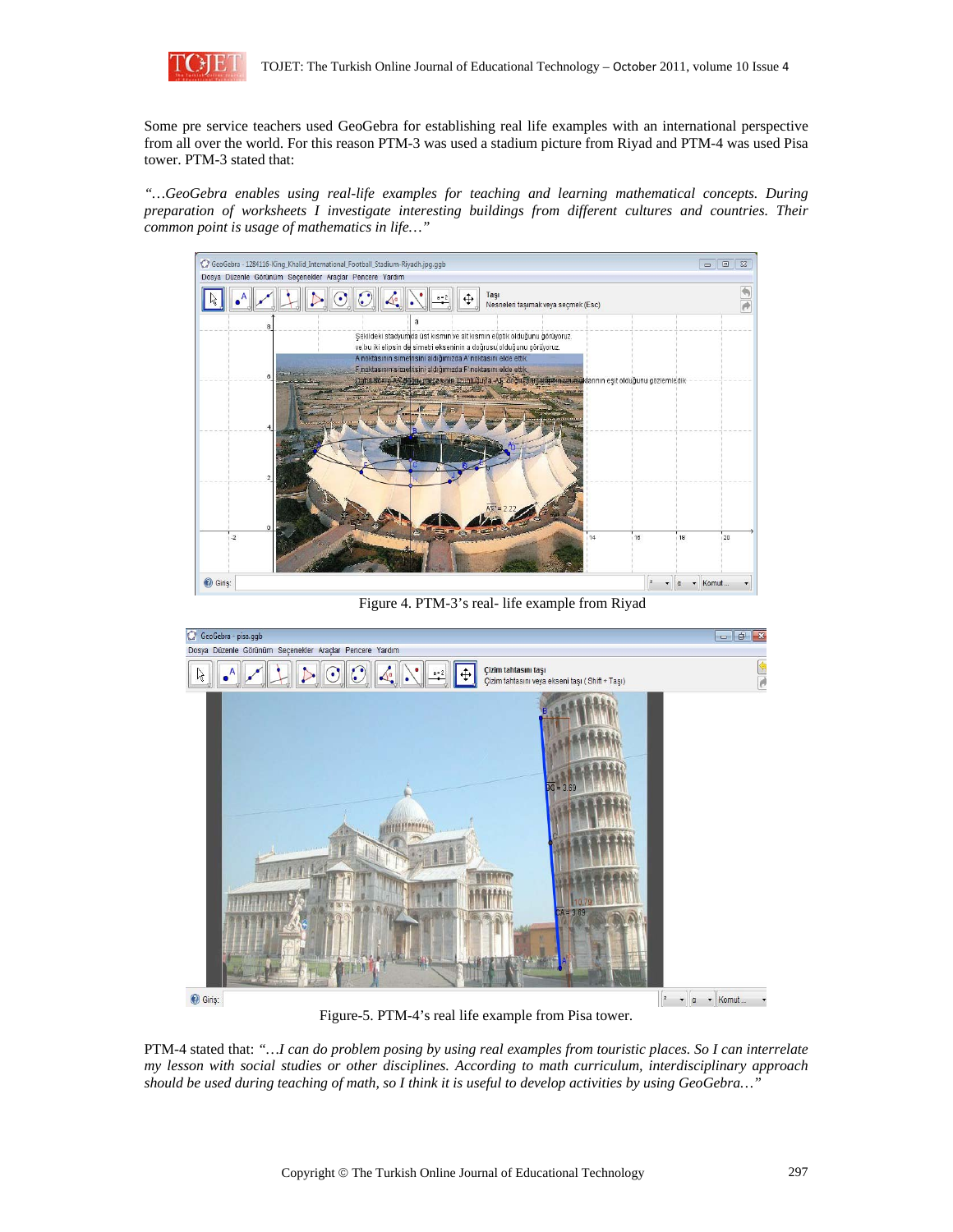Some pre service teachers used GeoGebra for establishing real life examples with an international perspective from all over the world. For this reason PTM-3 was used a stadium picture from Riyad and PTM-4 was used Pisa tower. PTM-3 stated that:

*"…GeoGebra enables using real-life examples for teaching and learning mathematical concepts. During preparation of worksheets I investigate interesting buildings from different cultures and countries. Their common point is usage of mathematics in life…"*

Figure 4. PTM-3's real- life example from Riyad

Figure-5. PTM-4's real life example from Pisa tower.

PTM-4 stated that: *"…I can do problem posing by using real examples from touristic places. So I can interrelate my lesson with social studies or other disciplines. According to math curriculum, interdisciplinary approach should be used during teaching of math, so I think it is useful to develop activities by using GeoGebra…"*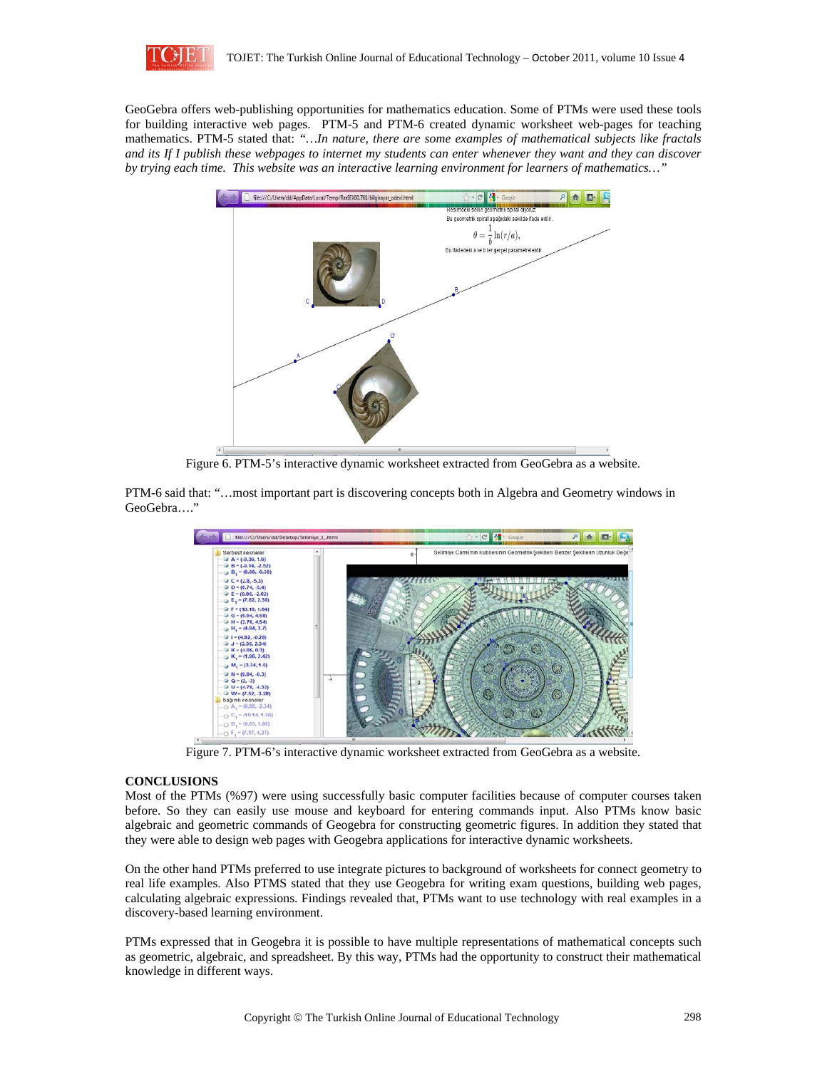GeoGebra offers web-publishing opportunities for mathematics education. Some of PTMs were used these tools for building interactive web pages. PTM-5 and PTM-6 created dynamic worksheet web-pages for teaching mathematics. PTM-5 stated that: *"…In nature, there are some examples of mathematical subjects like fractals and its If I publish these webpages to internet my students can enter whenever they want and they can discover by trying each time. This website was an interactive learning environment for learners of mathematics…"*

Figure 6. PTM-5's interactive dynamic worksheet extracted from GeoGebra as a website.

PTM-6 said that: "…most important part is discovering concepts both in Algebra and Geometry windows in GeoGebra…."

Figure 7. PTM-6's interactive dynamic worksheet extracted from GeoGebra as a website.

**CONCLUSIONS**

Most of the PTMs (%97) were using successfully basic computer facilities because of computer courses taken before. So they can easily use mouse and keyboard for entering commands input. Also PTMs know basic algebraic and geometric commands of Geogebra for constructing geometric figures. In addition they stated that they were able to design web pages with Geogebra applications for interactive dynamic worksheets.

On the other hand PTMs preferred to use integrate pictures to background of worksheets for connect geometry to real life examples. Also PTMS stated that they use Geogebra for writing exam questions, building web pages, calculating algebraic expressions. Findings revealed that, PTMs want to use technology with real examples in a discovery-based learning environment.

PTMs expressed that in Geogebra it is possible to have multiple representations of mathematical concepts such as geometric, algebraic, and spreadsheet. By this way, PTMs had the opportunity to construct their mathematical knowledge in different ways.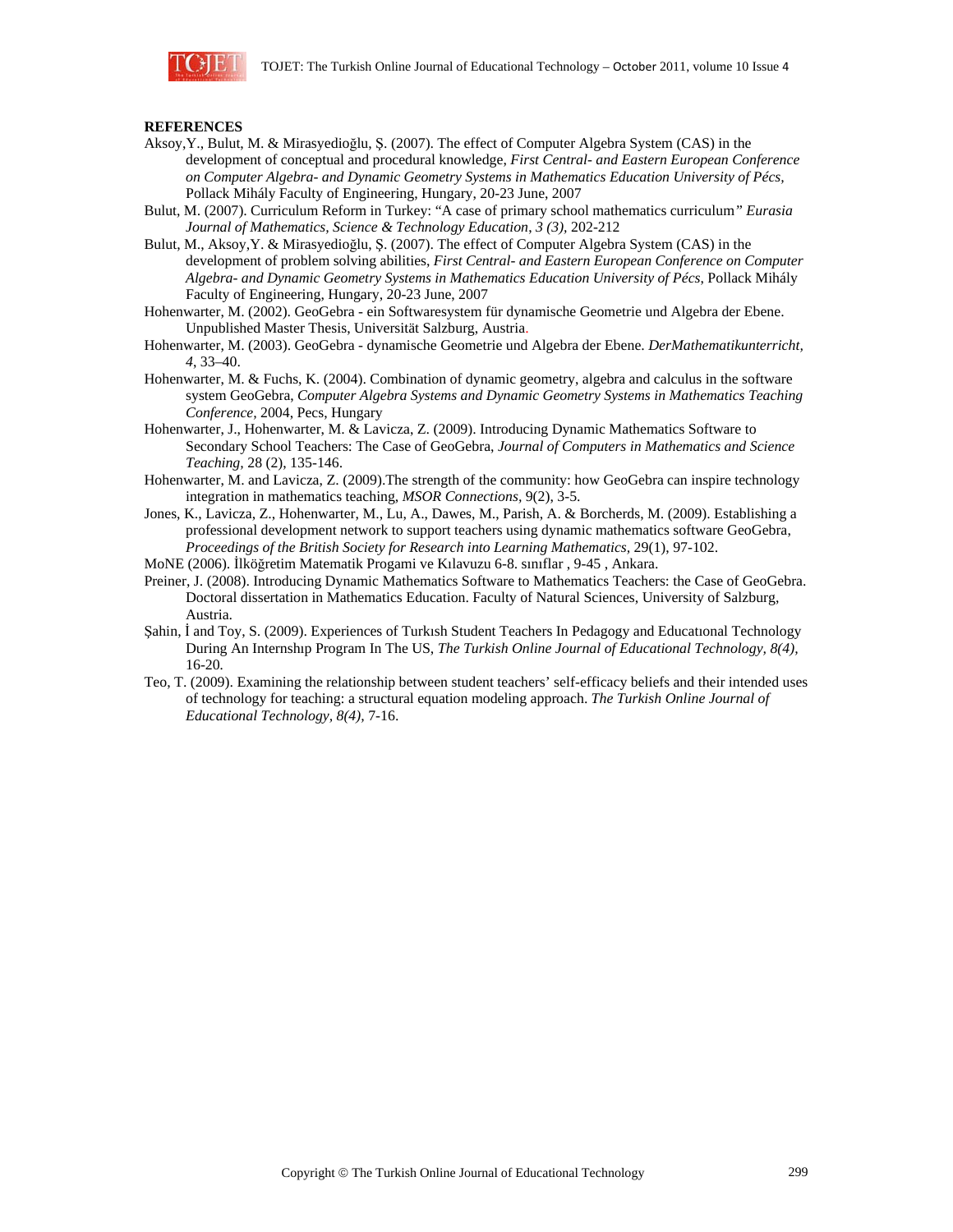**REFERENCES**

Aksoy,Y., Bulut, M. & Mirasyedioğlu, Ş. (2007). The effect of Computer Algebra System (CAS) in the development of conceptual and procedural knowledge, *First Central- and Eastern European Conference on Computer Algebra- and Dynamic Geometry Systems in Mathematics Education University of Pécs,* Pollack Mihály Faculty of Engineering, Hungary, 20-23 June, 2007

Bulut, M. (2007). Curriculum Reform in Turkey: "A case of primary school mathematics curriculum*" Eurasia Journal of Mathematics, Science & Technology Education, 3 (3),* 202-212

Bulut, M., Aksoy,Y. & Mirasyedioğlu, Ş. (2007). The effect of Computer Algebra System (CAS) in the development of problem solving abilities, *First Central- and Eastern European Conference on Computer Algebra- and Dynamic Geometry Systems in Mathematics Education University of Pécs,* Pollack Mihály Faculty of Engineering, Hungary, 20-23 June, 2007

Hohenwarter, M. (2002). GeoGebra - ein Softwaresystem für dynamische Geometrie und Algebra der Ebene. Unpublished Master Thesis, Universität Salzburg, Austria.

Hohenwarter, M. (2003). GeoGebra - dynamische Geometrie und Algebra der Ebene. *DerMathematikunterricht, 4*, 33–40.

Hohenwarter, M. & Fuchs, K. (2004). Combination of dynamic geometry, algebra and calculus in the software system GeoGebra, *Computer Algebra Systems and Dynamic Geometry Systems in Mathematics Teaching Conference,* 2004, Pecs, Hungary

Hohenwarter, J., Hohenwarter, M. & Lavicza, Z. (2009). Introducing Dynamic Mathematics Software to Secondary School Teachers: The Case of GeoGebra, *Journal of Computers in Mathematics and Science Teaching,* 28 (2), 135-146.

Hohenwarter, M. and Lavicza, Z. (2009).The strength of the community: how GeoGebra can inspire technology integration in mathematics teaching, *MSOR Connections,* 9(2), 3-5.

Jones, K., Lavicza, Z., Hohenwarter, M., Lu, A., Dawes, M., Parish, A. & Borcherds, M. (2009). Establishing a professional development network to support teachers using dynamic mathematics software GeoGebra, *Proceedings of the British Society for Research into Learning Mathematics,* 29(1), 97-102.

MoNE (2006). İlköğretim Matematik Progami ve Kılavuzu 6-8. sınıflar , 9-45 , Ankara.

Preiner, J. (2008). Introducing Dynamic Mathematics Software to Mathematics Teachers: the Case of GeoGebra. Doctoral dissertation in Mathematics Education. Faculty of Natural Sciences, University of Salzburg, Austria.

Şahin, İ and Toy, S. (2009). Experiences of Turkısh Student Teachers In Pedagogy and Educatıonal Technology During An Internshıp Program In The US, *The Turkish Online Journal of Educational Technology, 8(4),* 16-20.

Teo, T. (2009). Examining the relationship between student teachers' self-efficacy beliefs and their intended uses of technology for teaching: a structural equation modeling approach. *The Turkish Online Journal of Educational Technology, 8(4),* 7-16.